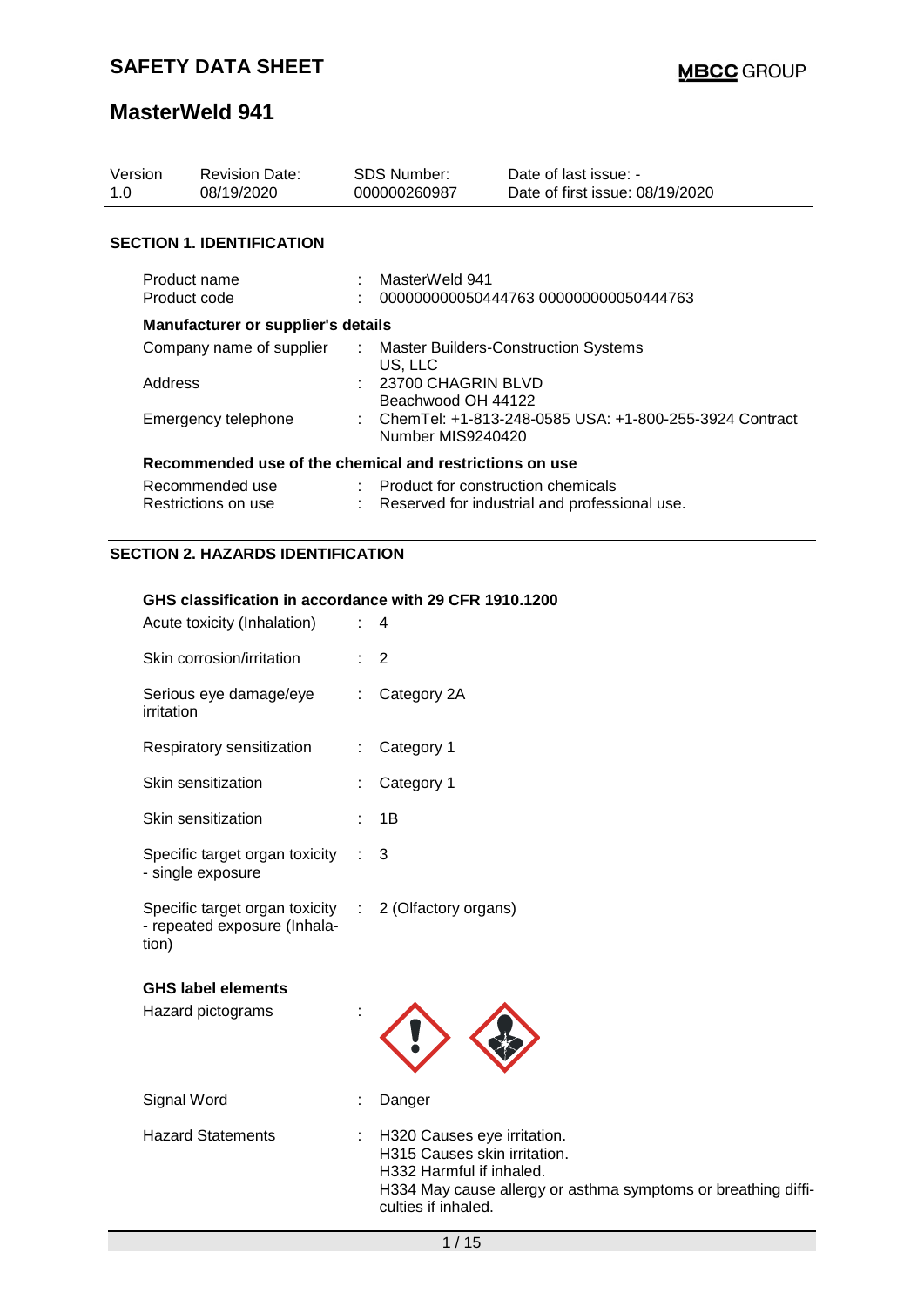# SAFETY DATA SHEET

**MBCC GROUP**

# MasterWeld 941

| Version | Revision Date: | SDS Number: | Date of last issue: - |
|---|---|---|---|
| 1.0 | 08/19/2020 | 000000260987 | Date of first issue: 08/19/2020 |

## SECTION 1. IDENTIFICATION

| | | |
|---|---|---|
| Product name | : | MasterWeld 941 |
| Product code | : | 000000000050444763 000000000050444763 |

### Manufacturer or supplier's details

| | | |
|---|---|---|
| Company name of supplier | : | Master Builders-Construction Systems US, LLC |
| Address | : | 23700 CHAGRIN BLVD Beachwood OH 44122 |
| Emergency telephone | : | ChemTel: +1-813-248-0585 USA: +1-800-255-3924 Contract Number MIS9240420 |

### Recommended use of the chemical and restrictions on use

| | | |
|---|---|---|
| Recommended use | : | Product for construction chemicals |
| Restrictions on use | : | Reserved for industrial and professional use. |

## SECTION 2. HAZARDS IDENTIFICATION

### GHS classification in accordance with 29 CFR 1910.1200

| | | |
|---|---|---|
| Acute toxicity (Inhalation) | : | 4 |
| Skin corrosion/irritation | : | 2 |
| Serious eye damage/eye irritation | : | Category 2A |
| Respiratory sensitization | : | Category 1 |
| Skin sensitization | : | Category 1 |
| Skin sensitization | : | 1B |
| Specific target organ toxicity - single exposure | : | 3 |
| Specific target organ toxicity - repeated exposure (Inhalation) | : | 2 (Olfactory organs) |

### GHS label elements

| | | |
|---|---|---|
| Hazard pictograms | : | |
| Signal Word | : | Danger |
| Hazard Statements | : | H320 Causes eye irritation.<br>H315 Causes skin irritation.<br>H332 Harmful if inhaled.<br>H334 May cause allergy or asthma symptoms or breathing difficulties if inhaled. |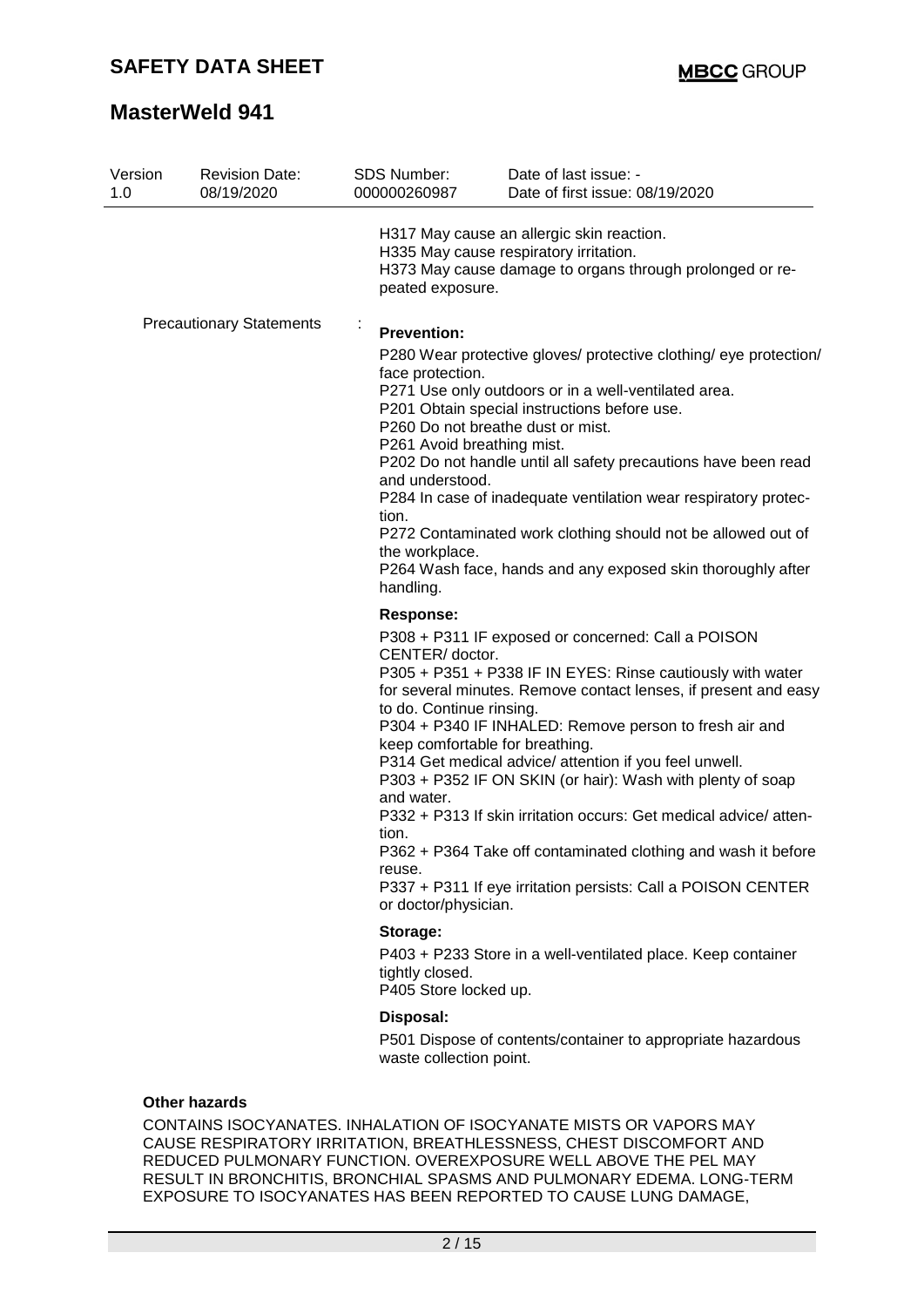| Version | Revision Date: | SDS Number: | Date of last issue: - |
|---|---|---|---|
| 1.0 | 08/19/2020 | 000000260987 | Date of first issue: 08/19/2020 |

H317 May cause an allergic skin reaction.
H335 May cause respiratory irritation.
H373 May cause damage to organs through prolonged or repeated exposure.

Precautionary Statements :

**Prevention:**

P280 Wear protective gloves/ protective clothing/ eye protection/ face protection.
P271 Use only outdoors or in a well-ventilated area.
P201 Obtain special instructions before use.
P260 Do not breathe dust or mist.
P261 Avoid breathing mist.
P202 Do not handle until all safety precautions have been read and understood.
P284 In case of inadequate ventilation wear respiratory protection.
P272 Contaminated work clothing should not be allowed out of the workplace.
P264 Wash face, hands and any exposed skin thoroughly after handling.

**Response:**

P308 + P311 IF exposed or concerned: Call a POISON CENTER/ doctor.
P305 + P351 + P338 IF IN EYES: Rinse cautiously with water for several minutes. Remove contact lenses, if present and easy to do. Continue rinsing.
P304 + P340 IF INHALED: Remove person to fresh air and keep comfortable for breathing.
P314 Get medical advice/ attention if you feel unwell.
P303 + P352 IF ON SKIN (or hair): Wash with plenty of soap and water.
P332 + P313 If skin irritation occurs: Get medical advice/ attention.
P362 + P364 Take off contaminated clothing and wash it before reuse.
P337 + P311 If eye irritation persists: Call a POISON CENTER or doctor/physician.

**Storage:**

P403 + P233 Store in a well-ventilated place. Keep container tightly closed.
P405 Store locked up.

**Disposal:**

P501 Dispose of contents/container to appropriate hazardous waste collection point.

**Other hazards**

CONTAINS ISOCYANATES. INHALATION OF ISOCYANATE MISTS OR VAPORS MAY CAUSE RESPIRATORY IRRITATION, BREATHLESSNESS, CHEST DISCOMFORT AND REDUCED PULMONARY FUNCTION. OVEREXPOSURE WELL ABOVE THE PEL MAY RESULT IN BRONCHITIS, BRONCHIAL SPASMS AND PULMONARY EDEMA. LONG-TERM EXPOSURE TO ISOCYANATES HAS BEEN REPORTED TO CAUSE LUNG DAMAGE,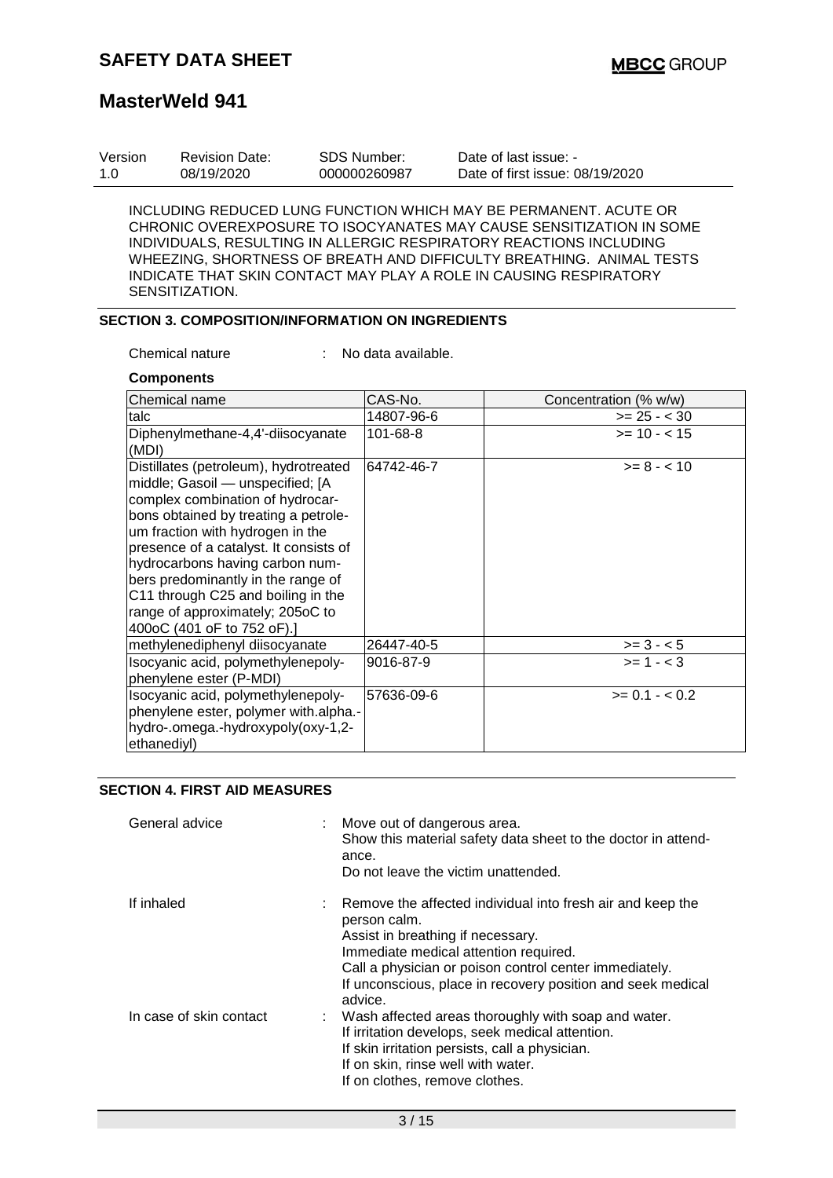INCLUDING REDUCED LUNG FUNCTION WHICH MAY BE PERMANENT. ACUTE OR CHRONIC OVEREXPOSURE TO ISOCYANATES MAY CAUSE SENSITIZATION IN SOME INDIVIDUALS, RESULTING IN ALLERGIC RESPIRATORY REACTIONS INCLUDING WHEEZING, SHORTNESS OF BREATH AND DIFFICULTY BREATHING. ANIMAL TESTS INDICATE THAT SKIN CONTACT MAY PLAY A ROLE IN CAUSING RESPIRATORY SENSITIZATION.

## SECTION 3. COMPOSITION/INFORMATION ON INGREDIENTS

Chemical nature : No data available.

**Components**

| Chemical name | CAS-No. | Concentration (% w/w) |
|---|---|---|
| talc | 14807-96-6 | >= 25 - < 30 |
| Diphenylmethane-4,4'-diisocyanate (MDI) | 101-68-8 | >= 10 - < 15 |
| Distillates (petroleum), hydrotreated middle; Gasoil — unspecified; [A complex combination of hydrocarbons obtained by treating a petroleum fraction with hydrogen in the presence of a catalyst. It consists of hydrocarbons having carbon numbers predominantly in the range of C11 through C25 and boiling in the range of approximately; 205oC to 400oC (401 oF to 752 oF).] | 64742-46-7 | >= 8 - < 10 |
| methylenediphenyl diisocyanate | 26447-40-5 | >= 3 - < 5 |
| Isocyanic acid, polymethylenepolyphenylene ester (P-MDI) | 9016-87-9 | >= 1 - < 3 |
| Isocyanic acid, polymethylenepolyphenylene ester, polymer with.alpha.-hydro-.omega.-hydroxypoly(oxy-1,2-ethanediyl) | 57636-09-6 | >= 0.1 - < 0.2 |

## SECTION 4. FIRST AID MEASURES

General advice : Move out of dangerous area.
Show this material safety data sheet to the doctor in attendance.
Do not leave the victim unattended.

If inhaled : Remove the affected individual into fresh air and keep the person calm.
Assist in breathing if necessary.
Immediate medical attention required.
Call a physician or poison control center immediately.
If unconscious, place in recovery position and seek medical advice.

In case of skin contact : Wash affected areas thoroughly with soap and water.
If irritation develops, seek medical attention.
If skin irritation persists, call a physician.
If on skin, rinse well with water.
If on clothes, remove clothes.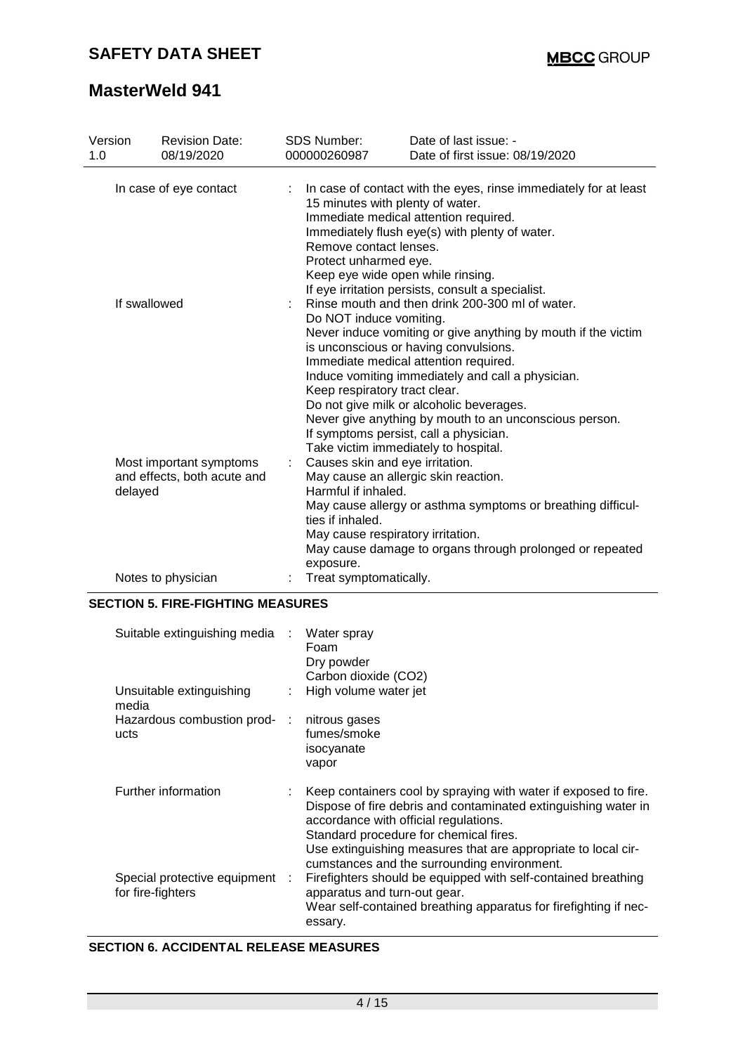| | |
|---|---|
| In case of eye contact | : In case of contact with the eyes, rinse immediately for at least 15 minutes with plenty of water.<br>Immediate medical attention required.<br>Immediately flush eye(s) with plenty of water.<br>Remove contact lenses.<br>Protect unharmed eye.<br>Keep eye wide open while rinsing.<br>If eye irritation persists, consult a specialist. |
| If swallowed | : Rinse mouth and then drink 200-300 ml of water.<br>Do NOT induce vomiting.<br>Never induce vomiting or give anything by mouth if the victim is unconscious or having convulsions.<br>Immediate medical attention required.<br>Induce vomiting immediately and call a physician.<br>Keep respiratory tract clear.<br>Do not give milk or alcoholic beverages.<br>Never give anything by mouth to an unconscious person.<br>If symptoms persist, call a physician.<br>Take victim immediately to hospital. |
| Most important symptoms and effects, both acute and delayed | : Causes skin and eye irritation.<br>May cause an allergic skin reaction.<br>Harmful if inhaled.<br>May cause allergy or asthma symptoms or breathing difficulties if inhaled.<br>May cause respiratory irritation.<br>May cause damage to organs through prolonged or repeated exposure. |
| Notes to physician | : Treat symptomatically. |

## SECTION 5. FIRE-FIGHTING MEASURES

| | |
|---|---|
| Suitable extinguishing media | : Water spray<br>Foam<br>Dry powder<br>Carbon dioxide ($CO_2$) |
| Unsuitable extinguishing media | : High volume water jet |
| Hazardous combustion products | : nitrous gases<br>fumes/smoke<br>isocyanate<br>vapor |
| Further information | : Keep containers cool by spraying with water if exposed to fire.<br>Dispose of fire debris and contaminated extinguishing water in accordance with official regulations.<br>Standard procedure for chemical fires.<br>Use extinguishing measures that are appropriate to local circumstances and the surrounding environment. |
| Special protective equipment for fire-fighters | : Firefighters should be equipped with self-contained breathing apparatus and turn-out gear.<br>Wear self-contained breathing apparatus for firefighting if necessary. |

## SECTION 6. ACCIDENTAL RELEASE MEASURES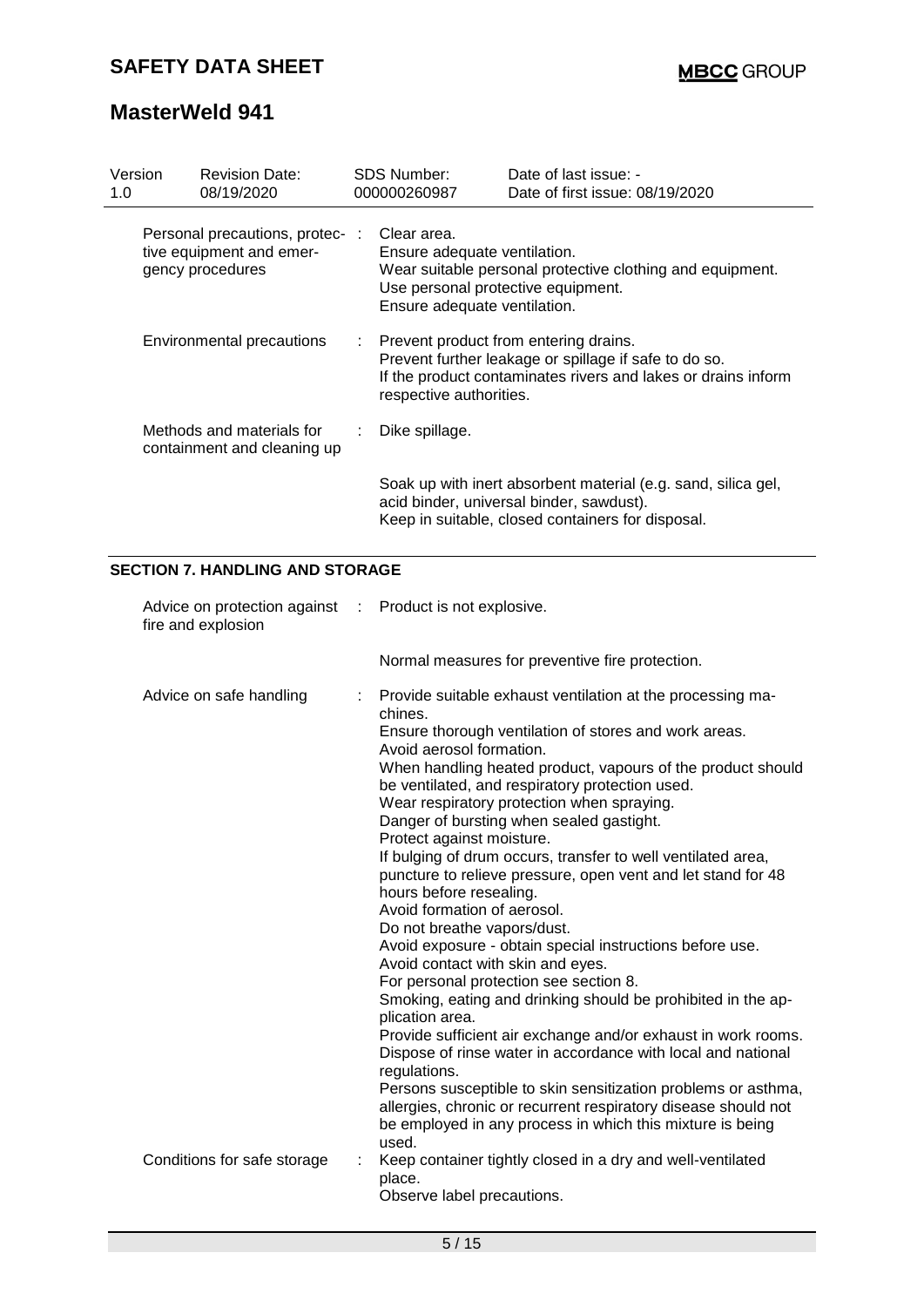| Personal precautions, protective equipment and emergency procedures | : | Clear area.<br>Ensure adequate ventilation.<br>Wear suitable personal protective clothing and equipment.<br>Use personal protective equipment.<br>Ensure adequate ventilation. |
|---|---|---|
| Environmental precautions | : | Prevent product from entering drains.<br>Prevent further leakage or spillage if safe to do so.<br>If the product contaminates rivers and lakes or drains inform respective authorities. |
| Methods and materials for containment and cleaning up | : | Dike spillage.<br><br>Soak up with inert absorbent material (e.g. sand, silica gel, acid binder, universal binder, sawdust).<br>Keep in suitable, closed containers for disposal. |

## SECTION 7. HANDLING AND STORAGE

| Advice on protection against fire and explosion | : | Product is not explosive.<br><br>Normal measures for preventive fire protection. |
|---|---|---|
| Advice on safe handling | : | Provide suitable exhaust ventilation at the processing machines.<br>Ensure thorough ventilation of stores and work areas.<br>Avoid aerosol formation.<br>When handling heated product, vapours of the product should be ventilated, and respiratory protection used.<br>Wear respiratory protection when spraying.<br>Danger of bursting when sealed gastight.<br>Protect against moisture.<br>If bulging of drum occurs, transfer to well ventilated area, puncture to relieve pressure, open vent and let stand for 48 hours before resealing.<br>Avoid formation of aerosol.<br>Do not breathe vapors/dust.<br>Avoid exposure - obtain special instructions before use.<br>Avoid contact with skin and eyes.<br>For personal protection see section 8.<br>Smoking, eating and drinking should be prohibited in the application area.<br>Provide sufficient air exchange and/or exhaust in work rooms.<br>Dispose of rinse water in accordance with local and national regulations.<br>Persons susceptible to skin sensitization problems or asthma, allergies, chronic or recurrent respiratory disease should not be employed in any process in which this mixture is being used. |
| Conditions for safe storage | : | Keep container tightly closed in a dry and well-ventilated place.<br>Observe label precautions. |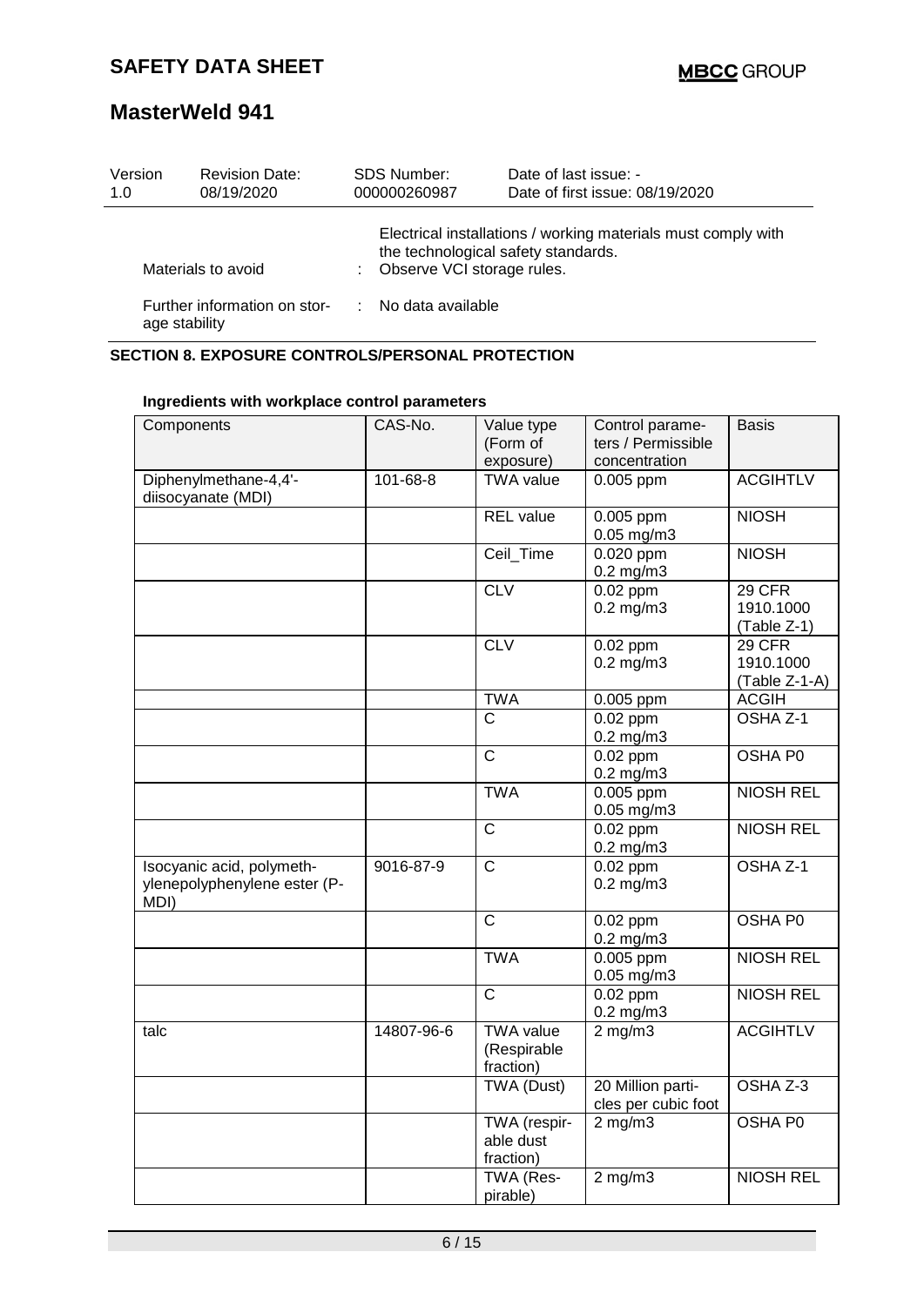| | |
|---|---|
| | Electrical installations / working materials must comply with the technological safety standards. |
| Materials to avoid | : Observe VCI storage rules. |
| Further information on storage stability | : No data available |

## SECTION 8. EXPOSURE CONTROLS/PERSONAL PROTECTION

**Ingredients with workplace control parameters**

| Components | CAS-No. | Value type (Form of exposure) | Control parameters / Permissible concentration | Basis |
|---|---|---|---|---|
| Diphenylmethane-4,4'-diisocyanate (MDI) | 101-68-8 | TWA value | 0.005 ppm | ACGIHTLV |
| | | REL value | 0.005 ppm<br>0.05 mg/m3 | NIOSH |
| | | Ceil_Time | 0.020 ppm<br>0.2 mg/m3 | NIOSH |
| | | CLV | 0.02 ppm<br>0.2 mg/m3 | 29 CFR 1910.1000 (Table Z-1) |
| | | CLV | 0.02 ppm<br>0.2 mg/m3 | 29 CFR 1910.1000 (Table Z-1-A) |
| | | TWA | 0.005 ppm | ACGIH |
| | | C | 0.02 ppm<br>0.2 mg/m3 | OSHA Z-1 |
| | | C | 0.02 ppm<br>0.2 mg/m3 | OSHA P0 |
| | | TWA | 0.005 ppm<br>0.05 mg/m3 | NIOSH REL |
| | | C | 0.02 ppm<br>0.2 mg/m3 | NIOSH REL |
| Isocyanic acid, polymethylenepolyphenylene ester (P-MDI) | 9016-87-9 | C | 0.02 ppm<br>0.2 mg/m3 | OSHA Z-1 |
| | | C | 0.02 ppm<br>0.2 mg/m3 | OSHA P0 |
| | | TWA | 0.005 ppm<br>0.05 mg/m3 | NIOSH REL |
| | | C | 0.02 ppm<br>0.2 mg/m3 | NIOSH REL |
| talc | 14807-96-6 | TWA value (Respirable fraction) | 2 mg/m3 | ACGIHTLV |
| | | TWA (Dust) | 20 Million particles per cubic foot | OSHA Z-3 |
| | | TWA (respirable dust fraction) | 2 mg/m3 | OSHA P0 |
| | | TWA (Respirable) | 2 mg/m3 | NIOSH REL |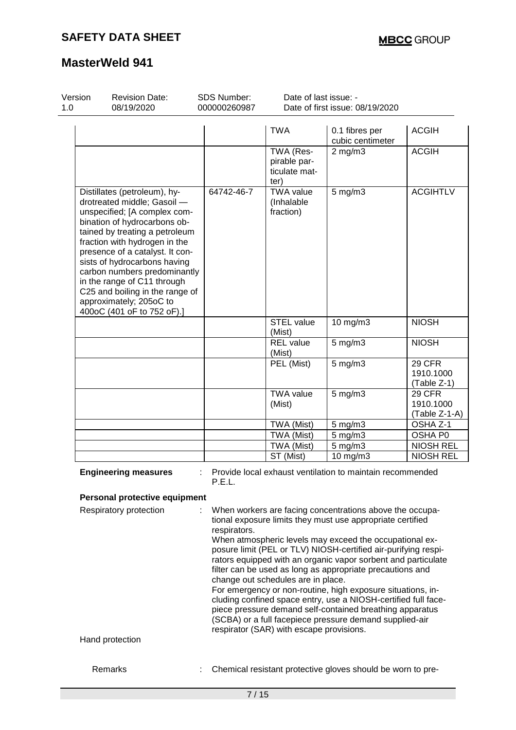| | | | | |
|---|---|---|---|---|
| | | TWA | 0.1 fibres per cubic centimeter | ACGIH |
| | | TWA (Respirable particulate matter) | 2 mg/m3 | ACGIH |
| Distillates (petroleum), hydrotreated middle; Gasoil — unspecified; [A complex combination of hydrocarbons obtained by treating a petroleum fraction with hydrogen in the presence of a catalyst. It consists of hydrocarbons having carbon numbers predominantly in the range of C11 through C25 and boiling in the range of approximately; 205oC to 400oC (401 oF to 752 oF).] | 64742-46-7 | TWA value (Inhalable fraction) | 5 mg/m3 | ACGIHTLV |
| | | STEL value (Mist) | 10 mg/m3 | NIOSH |
| | | REL value (Mist) | 5 mg/m3 | NIOSH |
| | | PEL (Mist) | 5 mg/m3 | 29 CFR 1910.1000 (Table Z-1) |
| | | TWA value (Mist) | 5 mg/m3 | 29 CFR 1910.1000 (Table Z-1-A) |
| | | TWA (Mist) | 5 mg/m3 | OSHA Z-1 |
| | | TWA (Mist) | 5 mg/m3 | OSHA P0 |
| | | TWA (Mist) | 5 mg/m3 | NIOSH REL |
| | | ST (Mist) | 10 mg/m3 | NIOSH REL |

**Engineering measures** : Provide local exhaust ventilation to maintain recommended P.E.L.

**Personal protective equipment**

Respiratory protection : When workers are facing concentrations above the occupational exposure limits they must use appropriate certified respirators.
When atmospheric levels may exceed the occupational exposure limit (PEL or TLV) NIOSH-certified air-purifying respirators equipped with an organic vapor sorbent and particulate filter can be used as long as appropriate precautions and change out schedules are in place.
For emergency or non-routine, high exposure situations, including confined space entry, use a NIOSH-certified full facepiece pressure demand self-contained breathing apparatus (SCBA) or a full facepiece pressure demand supplied-air respirator (SAR) with escape provisions.

Hand protection

Remarks : Chemical resistant protective gloves should be worn to pre-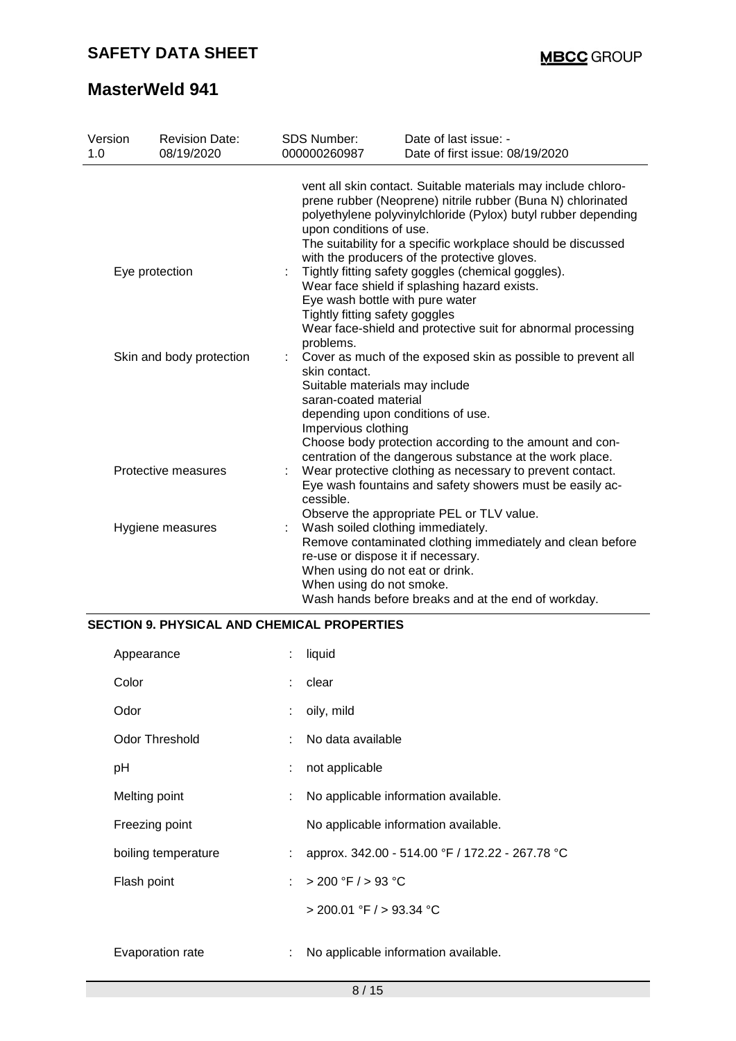| Version | Revision Date: | SDS Number: | Date of last issue: - |
|---|---|---|---|
| 1.0 | 08/19/2020 | 000000260987 | Date of first issue: 08/19/2020 |

vent all skin contact. Suitable materials may include chloroprene rubber (Neoprene) nitrile rubber (Buna N) chlorinated polyethylene polyvinylchloride (Pylox) butyl rubber depending upon conditions of use.
The suitability for a specific workplace should be discussed with the producers of the protective gloves.

| | | |
|---|---|---|
| Eye protection | : | Tightly fitting safety goggles (chemical goggles).<br>Wear face shield if splashing hazard exists.<br>Eye wash bottle with pure water<br>Tightly fitting safety goggles<br>Wear face-shield and protective suit for abnormal processing problems. |
| Skin and body protection | : | Cover as much of the exposed skin as possible to prevent all skin contact.<br>Suitable materials may include<br>saran-coated material<br>depending upon conditions of use.<br>Impervious clothing<br>Choose body protection according to the amount and concentration of the dangerous substance at the work place. |
| Protective measures | : | Wear protective clothing as necessary to prevent contact.<br>Eye wash fountains and safety showers must be easily accessible.<br>Observe the appropriate PEL or TLV value. |
| Hygiene measures | : | Wash soiled clothing immediately.<br>Remove contaminated clothing immediately and clean before re-use or dispose it if necessary.<br>When using do not eat or drink.<br>When using do not smoke.<br>Wash hands before breaks and at the end of workday. |

## SECTION 9. PHYSICAL AND CHEMICAL PROPERTIES

| | | |
|---|---|---|
| Appearance | : | liquid |
| Color | : | clear |
| Odor | : | oily, mild |
| Odor Threshold | : | No data available |
| pH | : | not applicable |
| Melting point | : | No applicable information available. |
| Freezing point | | No applicable information available. |
| boiling temperature | : | approx. 342.00 - 514.00 °F / 172.22 - 267.78 °C |
| Flash point | : | > 200 °F / > 93 °C<br><br>> 200.01 °F / > 93.34 °C |
| Evaporation rate | : | No applicable information available. |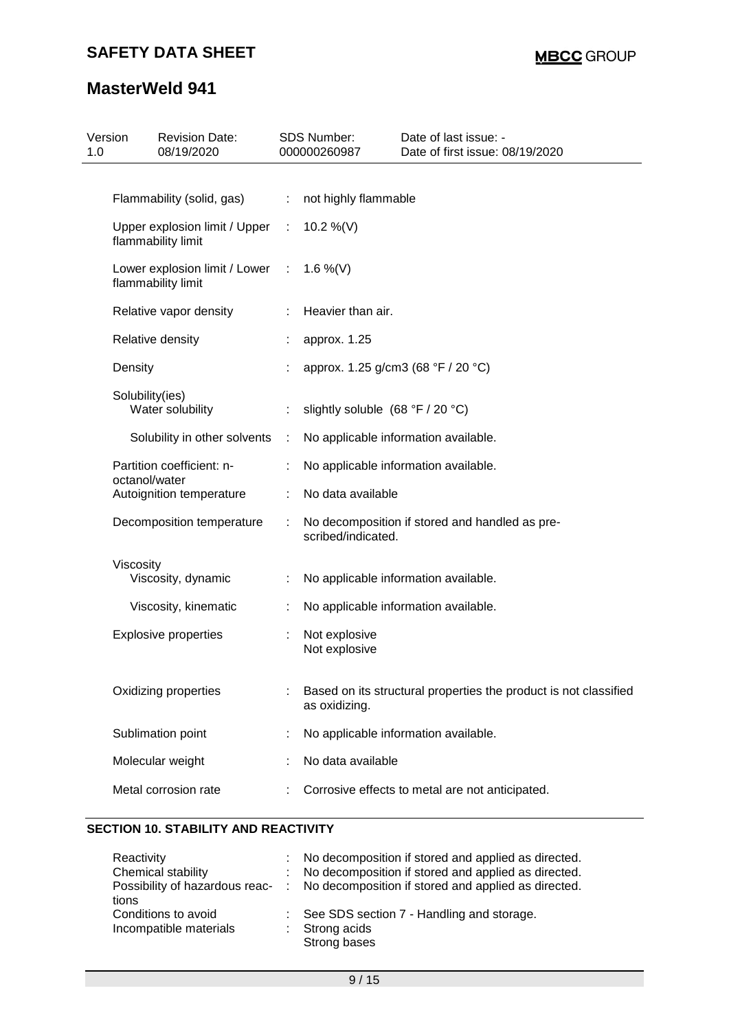| Flammability (solid, gas) | : | not highly flammable |
|---|---|---|
| Upper explosion limit / Upper flammability limit | : | 10.2 %(V) |
| Lower explosion limit / Lower flammability limit | : | 1.6 %(V) |
| Relative vapor density | : | Heavier than air. |
| Relative density | : | approx. 1.25 |
| Density | : | approx. 1.25 g/cm3 (68 °F / 20 °C) |
| Solubility(ies) | | |
| Water solubility | : | slightly soluble (68 °F / 20 °C) |
| Solubility in other solvents | : | No applicable information available. |
| Partition coefficient: n-octanol/water | : | No applicable information available. |
| Autoignition temperature | : | No data available |
| Decomposition temperature | : | No decomposition if stored and handled as prescribed/indicated. |
| Viscosity | | |
| Viscosity, dynamic | : | No applicable information available. |
| Viscosity, kinematic | : | No applicable information available. |
| Explosive properties | : | Not explosive<br>Not explosive |
| Oxidizing properties | : | Based on its structural properties the product is not classified as oxidizing. |
| Sublimation point | : | No applicable information available. |
| Molecular weight | : | No data available |
| Metal corrosion rate | : | Corrosive effects to metal are not anticipated. |

## SECTION 10. STABILITY AND REACTIVITY

| Reactivity | : | No decomposition if stored and applied as directed. |
|---|---|---|
| Chemical stability | : | No decomposition if stored and applied as directed. |
| Possibility of hazardous reactions | : | No decomposition if stored and applied as directed. |
| Conditions to avoid | : | See SDS section 7 - Handling and storage. |
| Incompatible materials | : | Strong acids<br>Strong bases |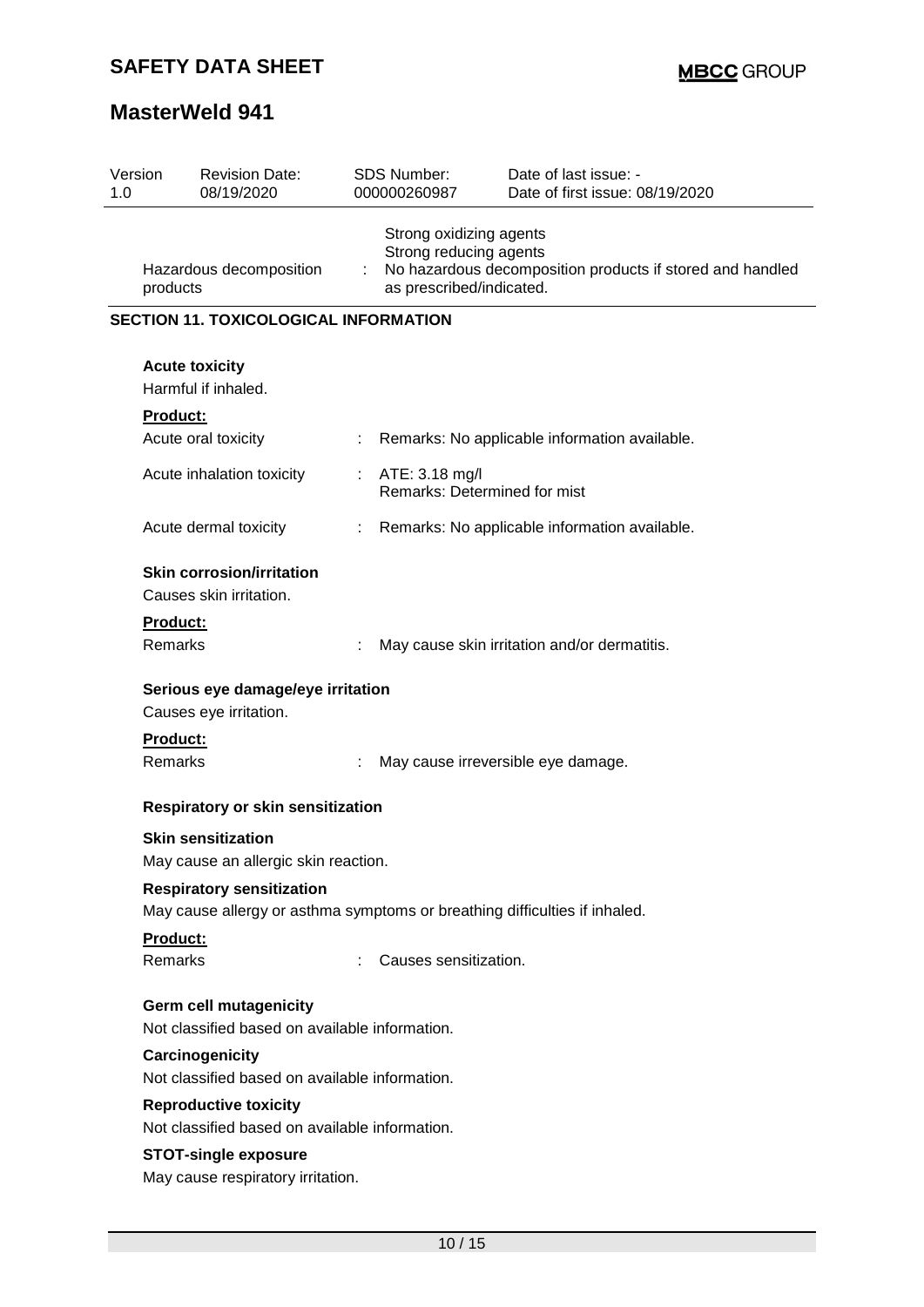| Version 1.0 | Revision Date: 08/19/2020 | SDS Number: 000000260987 | Date of last issue: - Date of first issue: 08/19/2020 |
|---|---|---|---|

| | | |
|---|---|---|
| | | Strong oxidizing agents<br>Strong reducing agents |
| Hazardous decomposition products | : | No hazardous decomposition products if stored and handled as prescribed/indicated. |

## SECTION 11. TOXICOLOGICAL INFORMATION

### Acute toxicity

Harmful if inhaled.

**Product:**

| | | |
|---|---|---|
| Acute oral toxicity | : | Remarks: No applicable information available. |
| Acute inhalation toxicity | : | ATE: 3.18 mg/l<br>Remarks: Determined for mist |
| Acute dermal toxicity | : | Remarks: No applicable information available. |

### Skin corrosion/irritation

Causes skin irritation.

**Product:**

| | | |
|---|---|---|
| Remarks | : | May cause skin irritation and/or dermatitis. |

### Serious eye damage/eye irritation

Causes eye irritation.

**Product:**

| | | |
|---|---|---|
| Remarks | : | May cause irreversible eye damage. |

### Respiratory or skin sensitization

**Skin sensitization**

May cause an allergic skin reaction.

**Respiratory sensitization**

May cause allergy or asthma symptoms or breathing difficulties if inhaled.

**Product:**

| | | |
|---|---|---|
| Remarks | : | Causes sensitization. |

### Germ cell mutagenicity

Not classified based on available information.

### Carcinogenicity

Not classified based on available information.

### Reproductive toxicity

Not classified based on available information.

### STOT-single exposure

May cause respiratory irritation.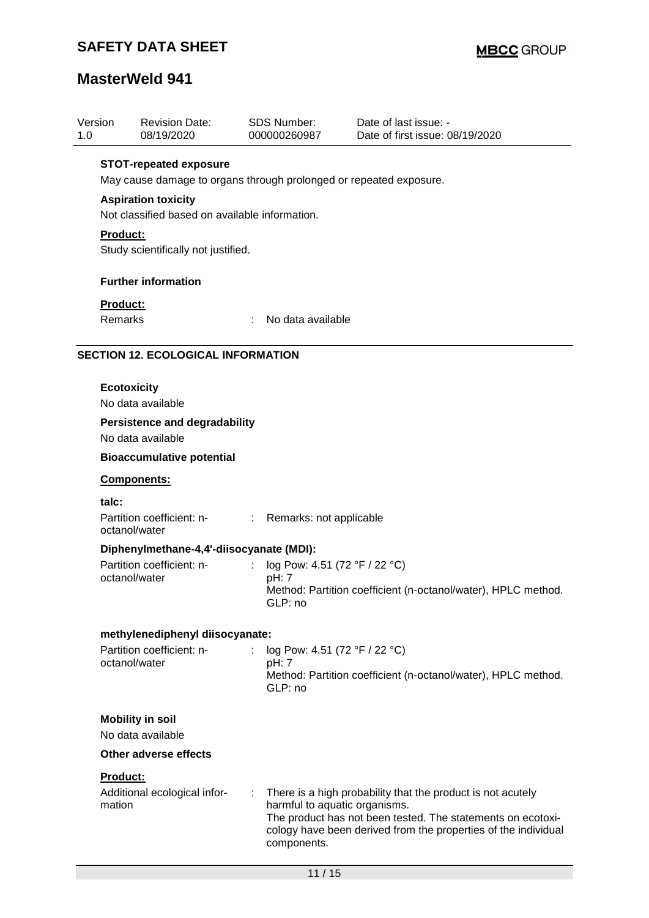**STOT-repeated exposure**

May cause damage to organs through prolonged or repeated exposure.

**Aspiration toxicity**

Not classified based on available information.

**Product:**

Study scientifically not justified.

**Further information**

**Product:**

Remarks : No data available

## SECTION 12. ECOLOGICAL INFORMATION

**Ecotoxicity**

No data available

**Persistence and degradability**

No data available

**Bioaccumulative potential**

**Components:**

**talc:**

Partition coefficient: n-octanol/water : Remarks: not applicable

**Diphenylmethane-4,4'-diisocyanate (MDI):**

Partition coefficient: n-octanol/water : log Pow: 4.51 (72 °F / 22 °C)
pH: 7
Method: Partition coefficient (n-octanol/water), HPLC method.
GLP: no

**methylenediphenyl diisocyanate:**

Partition coefficient: n-octanol/water : log Pow: 4.51 (72 °F / 22 °C)
pH: 7
Method: Partition coefficient (n-octanol/water), HPLC method.
GLP: no

**Mobility in soil**

No data available

**Other adverse effects**

**Product:**

Additional ecological information : There is a high probability that the product is not acutely harmful to aquatic organisms.
The product has not been tested. The statements on ecotoxicology have been derived from the properties of the individual components.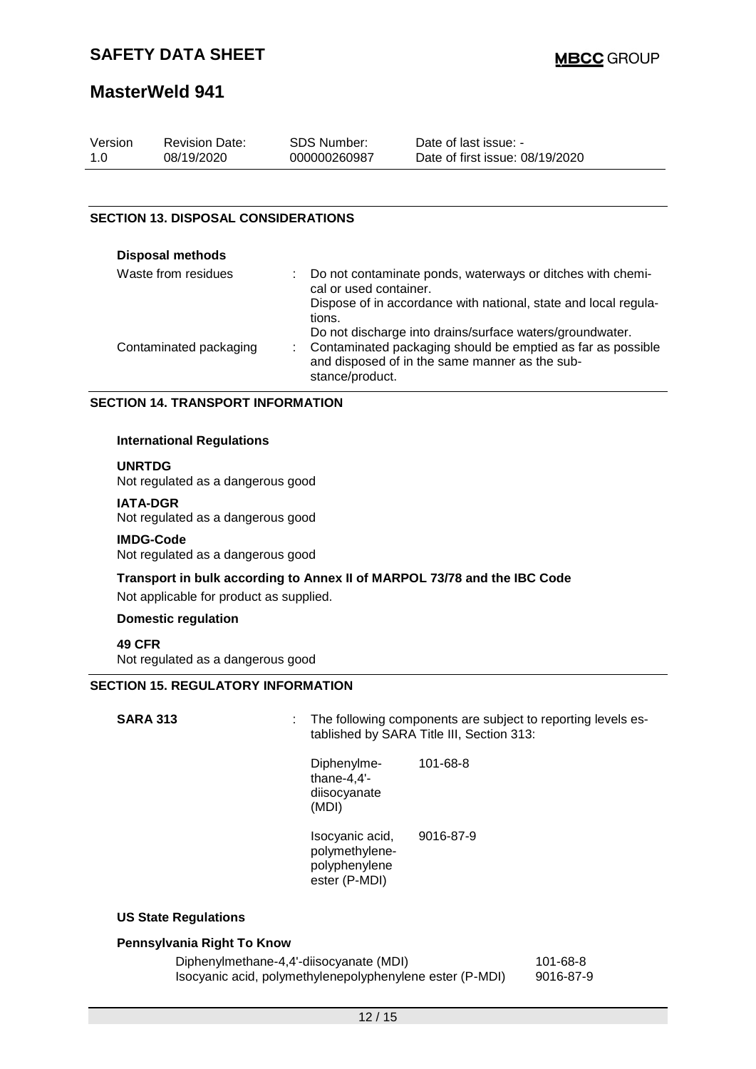## SECTION 13. DISPOSAL CONSIDERATIONS

**Disposal methods**

| | |
|---|---|
| Waste from residues | : Do not contaminate ponds, waterways or ditches with chemical or used container.<br>Dispose of in accordance with national, state and local regulations.<br>Do not discharge into drains/surface waters/groundwater. |
| Contaminated packaging | : Contaminated packaging should be emptied as far as possible and disposed of in the same manner as the substance/product. |

## SECTION 14. TRANSPORT INFORMATION

**International Regulations**

**UNRTDG**
Not regulated as a dangerous good

**IATA-DGR**
Not regulated as a dangerous good

**IMDG-Code**
Not regulated as a dangerous good

**Transport in bulk according to Annex II of MARPOL 73/78 and the IBC Code**

Not applicable for product as supplied.

**Domestic regulation**

**49 CFR**
Not regulated as a dangerous good

## SECTION 15. REGULATORY INFORMATION

**SARA 313** : The following components are subject to reporting levels established by SARA Title III, Section 313:

| | |
|---|---|
| Diphenylmethane-4,4'-diisocyanate (MDI) | 101-68-8 |
| Isocyanic acid, polymethylene-polyphenylene ester (P-MDI) | 9016-87-9 |

**US State Regulations**

**Pennsylvania Right To Know**

| | |
|---|---|
| Diphenylmethane-4,4'-diisocyanate (MDI) | 101-68-8 |
| Isocyanic acid, polymethylenepolyphenylene ester (P-MDI) | 9016-87-9 |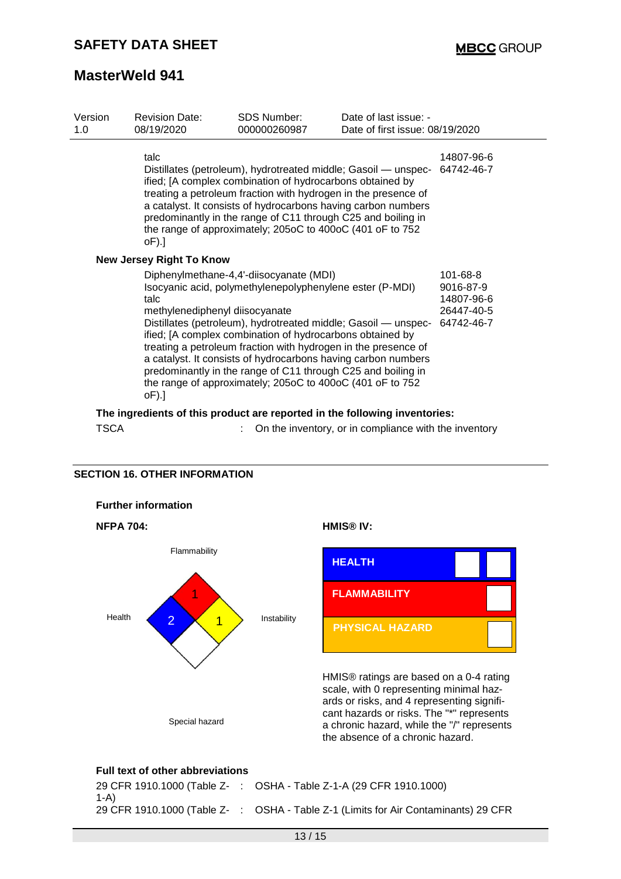| Version 1.0 | Revision Date: 08/19/2020 | SDS Number: 000000260987 | Date of last issue: - Date of first issue: 08/19/2020 |
|---|---|---|---|

| | |
|---|---|
| talc | 14807-96-6 |
| Distillates (petroleum), hydrotreated middle; Gasoil — unspecified; [A complex combination of hydrocarbons obtained by treating a petroleum fraction with hydrogen in the presence of a catalyst. It consists of hydrocarbons having carbon numbers predominantly in the range of C11 through C25 and boiling in the range of approximately; 205oC to 400oC (401 oF to 752 oF).] | 64742-46-7 |

**New Jersey Right To Know**

| | |
|---|---|
| Diphenylmethane-4,4'-diisocyanate (MDI) | 101-68-8 |
| Isocyanic acid, polymethylenepolyphenylene ester (P-MDI) | 9016-87-9 |
| talc | 14807-96-6 |
| methylenediphenyl diisocyanate | 26447-40-5 |
| Distillates (petroleum), hydrotreated middle; Gasoil — unspecified; [A complex combination of hydrocarbons obtained by treating a petroleum fraction with hydrogen in the presence of a catalyst. It consists of hydrocarbons having carbon numbers predominantly in the range of C11 through C25 and boiling in the range of approximately; 205oC to 400oC (401 oF to 752 oF).] | 64742-46-7 |

**The ingredients of this product are reported in the following inventories:**

TSCA : On the inventory, or in compliance with the inventory

## SECTION 16. OTHER INFORMATION

**Further information**

**NFPA 704:**

Flammability: 1
Health: 2
Instability: 1
Special hazard:

**HMIS® IV:**

| | |
|---|---|
| HEALTH | |
| FLAMMABILITY | |
| PHYSICAL HAZARD | |

HMIS® ratings are based on a 0-4 rating scale, with 0 representing minimal hazards or risks, and 4 representing significant hazards or risks. The "*" represents a chronic hazard, while the "/" represents the absence of a chronic hazard.

**Full text of other abbreviations**

29 CFR 1910.1000 (Table Z-1-A) : OSHA - Table Z-1-A (29 CFR 1910.1000)
29 CFR 1910.1000 (Table Z- : OSHA - Table Z-1 (Limits for Air Contaminants) 29 CFR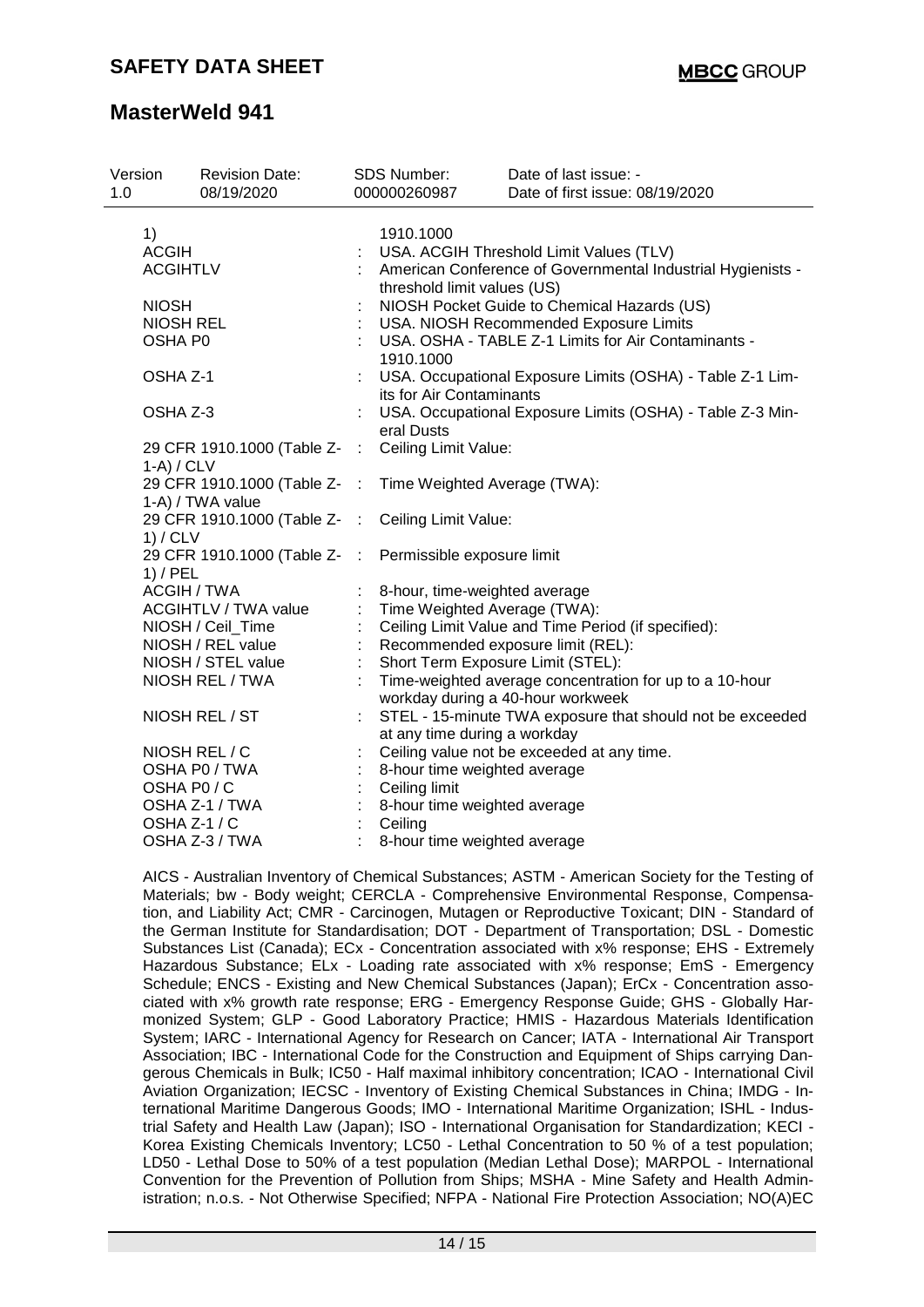| | | |
|---|---|---|
| 1) | | 1910.1000 |
| ACGIH | : | USA. ACGIH Threshold Limit Values (TLV) |
| ACGIHTLV | : | American Conference of Governmental Industrial Hygienists - threshold limit values (US) |
| NIOSH | : | NIOSH Pocket Guide to Chemical Hazards (US) |
| NIOSH REL | : | USA. NIOSH Recommended Exposure Limits |
| OSHA P0 | : | USA. OSHA - TABLE Z-1 Limits for Air Contaminants - 1910.1000 |
| OSHA Z-1 | : | USA. Occupational Exposure Limits (OSHA) - Table Z-1 Limits for Air Contaminants |
| OSHA Z-3 | : | USA. Occupational Exposure Limits (OSHA) - Table Z-3 Mineral Dusts |
| 29 CFR 1910.1000 (Table Z-1-A) / CLV | : | Ceiling Limit Value: |
| 29 CFR 1910.1000 (Table Z-1-A) / TWA value | : | Time Weighted Average (TWA): |
| 29 CFR 1910.1000 (Table Z-1) / CLV | : | Ceiling Limit Value: |
| 29 CFR 1910.1000 (Table Z-1) / PEL | : | Permissible exposure limit |
| ACGIH / TWA | : | 8-hour, time-weighted average |
| ACGIHTLV / TWA value | : | Time Weighted Average (TWA): |
| NIOSH / Ceil_Time | : | Ceiling Limit Value and Time Period (if specified): |
| NIOSH / REL value | : | Recommended exposure limit (REL): |
| NIOSH / STEL value | : | Short Term Exposure Limit (STEL): |
| NIOSH REL / TWA | : | Time-weighted average concentration for up to a 10-hour workday during a 40-hour workweek |
| NIOSH REL / ST | : | STEL - 15-minute TWA exposure that should not be exceeded at any time during a workday |
| NIOSH REL / C | : | Ceiling value not be exceeded at any time. |
| OSHA P0 / TWA | : | 8-hour time weighted average |
| OSHA P0 / C | : | Ceiling limit |
| OSHA Z-1 / TWA | : | 8-hour time weighted average |
| OSHA Z-1 / C | : | Ceiling |
| OSHA Z-3 / TWA | : | 8-hour time weighted average |

AICS - Australian Inventory of Chemical Substances; ASTM - American Society for the Testing of Materials; bw - Body weight; CERCLA - Comprehensive Environmental Response, Compensation, and Liability Act; CMR - Carcinogen, Mutagen or Reproductive Toxicant; DIN - Standard of the German Institute for Standardisation; DOT - Department of Transportation; DSL - Domestic Substances List (Canada); ECx - Concentration associated with x% response; EHS - Extremely Hazardous Substance; ELx - Loading rate associated with x% response; EmS - Emergency Schedule; ENCS - Existing and New Chemical Substances (Japan); ErCx - Concentration associated with x% growth rate response; ERG - Emergency Response Guide; GHS - Globally Harmonized System; GLP - Good Laboratory Practice; HMIS - Hazardous Materials Identification System; IARC - International Agency for Research on Cancer; IATA - International Air Transport Association; IBC - International Code for the Construction and Equipment of Ships carrying Dangerous Chemicals in Bulk; IC50 - Half maximal inhibitory concentration; ICAO - International Civil Aviation Organization; IECSC - Inventory of Existing Chemical Substances in China; IMDG - International Maritime Dangerous Goods; IMO - International Maritime Organization; ISHL - Industrial Safety and Health Law (Japan); ISO - International Organisation for Standardization; KECI - Korea Existing Chemicals Inventory; LC50 - Lethal Concentration to 50 % of a test population; LD50 - Lethal Dose to 50% of a test population (Median Lethal Dose); MARPOL - International Convention for the Prevention of Pollution from Ships; MSHA - Mine Safety and Health Administration; n.o.s. - Not Otherwise Specified; NFPA - National Fire Protection Association; NO(A)EC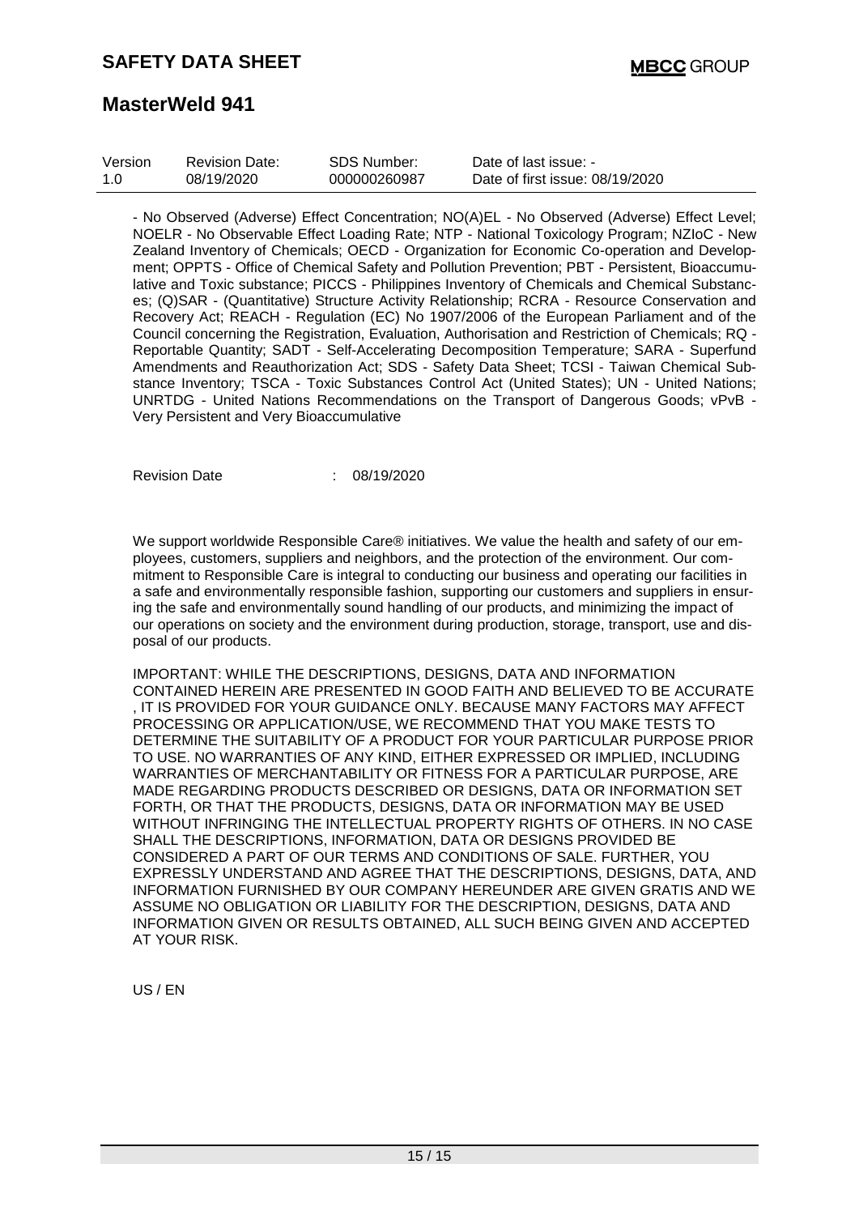- No Observed (Adverse) Effect Concentration; NO(A)EL - No Observed (Adverse) Effect Level; NOELR - No Observable Effect Loading Rate; NTP - National Toxicology Program; NZIoC - New Zealand Inventory of Chemicals; OECD - Organization for Economic Co-operation and Development; OPPTS - Office of Chemical Safety and Pollution Prevention; PBT - Persistent, Bioaccumulative and Toxic substance; PICCS - Philippines Inventory of Chemicals and Chemical Substances; (Q)SAR - (Quantitative) Structure Activity Relationship; RCRA - Resource Conservation and Recovery Act; REACH - Regulation (EC) No 1907/2006 of the European Parliament and of the Council concerning the Registration, Evaluation, Authorisation and Restriction of Chemicals; RQ - Reportable Quantity; SADT - Self-Accelerating Decomposition Temperature; SARA - Superfund Amendments and Reauthorization Act; SDS - Safety Data Sheet; TCSI - Taiwan Chemical Substance Inventory; TSCA - Toxic Substances Control Act (United States); UN - United Nations; UNRTDG - United Nations Recommendations on the Transport of Dangerous Goods; vPvB - Very Persistent and Very Bioaccumulative

Revision Date : 08/19/2020

We support worldwide Responsible Care® initiatives. We value the health and safety of our employees, customers, suppliers and neighbors, and the protection of the environment. Our commitment to Responsible Care is integral to conducting our business and operating our facilities in a safe and environmentally responsible fashion, supporting our customers and suppliers in ensuring the safe and environmentally sound handling of our products, and minimizing the impact of our operations on society and the environment during production, storage, transport, use and disposal of our products.

IMPORTANT: WHILE THE DESCRIPTIONS, DESIGNS, DATA AND INFORMATION CONTAINED HEREIN ARE PRESENTED IN GOOD FAITH AND BELIEVED TO BE ACCURATE , IT IS PROVIDED FOR YOUR GUIDANCE ONLY. BECAUSE MANY FACTORS MAY AFFECT PROCESSING OR APPLICATION/USE, WE RECOMMEND THAT YOU MAKE TESTS TO DETERMINE THE SUITABILITY OF A PRODUCT FOR YOUR PARTICULAR PURPOSE PRIOR TO USE. NO WARRANTIES OF ANY KIND, EITHER EXPRESSED OR IMPLIED, INCLUDING WARRANTIES OF MERCHANTABILITY OR FITNESS FOR A PARTICULAR PURPOSE, ARE MADE REGARDING PRODUCTS DESCRIBED OR DESIGNS, DATA OR INFORMATION SET FORTH, OR THAT THE PRODUCTS, DESIGNS, DATA OR INFORMATION MAY BE USED WITHOUT INFRINGING THE INTELLECTUAL PROPERTY RIGHTS OF OTHERS. IN NO CASE SHALL THE DESCRIPTIONS, INFORMATION, DATA OR DESIGNS PROVIDED BE CONSIDERED A PART OF OUR TERMS AND CONDITIONS OF SALE. FURTHER, YOU EXPRESSLY UNDERSTAND AND AGREE THAT THE DESCRIPTIONS, DESIGNS, DATA, AND INFORMATION FURNISHED BY OUR COMPANY HEREUNDER ARE GIVEN GRATIS AND WE ASSUME NO OBLIGATION OR LIABILITY FOR THE DESCRIPTION, DESIGNS, DATA AND INFORMATION GIVEN OR RESULTS OBTAINED, ALL SUCH BEING GIVEN AND ACCEPTED AT YOUR RISK.

US / EN